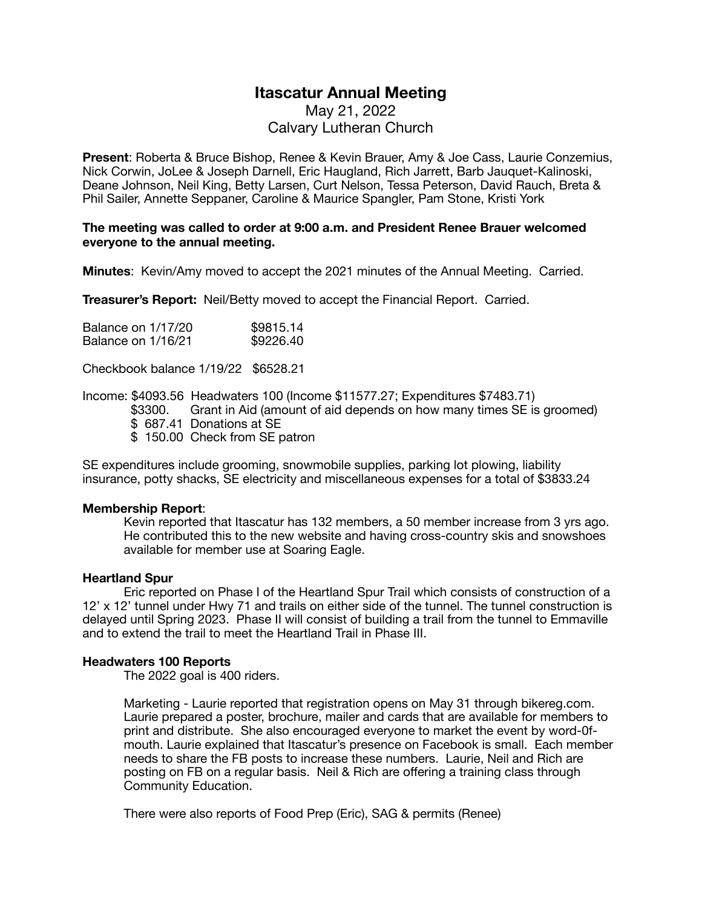# Itascatur Annual Meeting

May 21, 2022
Calvary Lutheran Church

**Present**: Roberta & Bruce Bishop, Renee & Kevin Brauer, Amy & Joe Cass, Laurie Conzemius, Nick Corwin, JoLee & Joseph Darnell, Eric Haugland, Rich Jarrett, Barb Jauquet-Kalinoski, Deane Johnson, Neil King, Betty Larsen, Curt Nelson, Tessa Peterson, David Rauch, Breta & Phil Sailer, Annette Seppaner, Caroline & Maurice Spangler, Pam Stone, Kristi York

**The meeting was called to order at 9:00 a.m. and President Renee Brauer welcomed everyone to the annual meeting.**

**Minutes**: Kevin/Amy moved to accept the 2021 minutes of the Annual Meeting. Carried.

**Treasurer's Report:** Neil/Betty moved to accept the Financial Report. Carried.

Balance on 1/17/20 $9815.14
Balance on 1/16/21 $9226.40

Checkbook balance 1/19/22 $6528.21

Income: $4093.56 Headwaters 100 (Income $11577.27; Expenditures $7483.71)
$3300. Grant in Aid (amount of aid depends on how many times SE is groomed)
$ 687.41 Donations at SE
$ 150.00 Check from SE patron

SE expenditures include grooming, snowmobile supplies, parking lot plowing, liability insurance, potty shacks, SE electricity and miscellaneous expenses for a total of $3833.24

**Membership Report**:

Kevin reported that Itascatur has 132 members, a 50 member increase from 3 yrs ago. He contributed this to the new website and having cross-country skis and snowshoes available for member use at Soaring Eagle.

**Heartland Spur**

Eric reported on Phase I of the Heartland Spur Trail which consists of construction of a 12' x 12' tunnel under Hwy 71 and trails on either side of the tunnel. The tunnel construction is delayed until Spring 2023. Phase II will consist of building a trail from the tunnel to Emmaville and to extend the trail to meet the Heartland Trail in Phase III.

**Headwaters 100 Reports**

The 2022 goal is 400 riders.

Marketing - Laurie reported that registration opens on May 31 through bikereg.com. Laurie prepared a poster, brochure, mailer and cards that are available for members to print and distribute. She also encouraged everyone to market the event by word-0f-mouth. Laurie explained that Itascatur's presence on Facebook is small. Each member needs to share the FB posts to increase these numbers. Laurie, Neil and Rich are posting on FB on a regular basis. Neil & Rich are offering a training class through Community Education.

There were also reports of Food Prep (Eric), SAG & permits (Renee)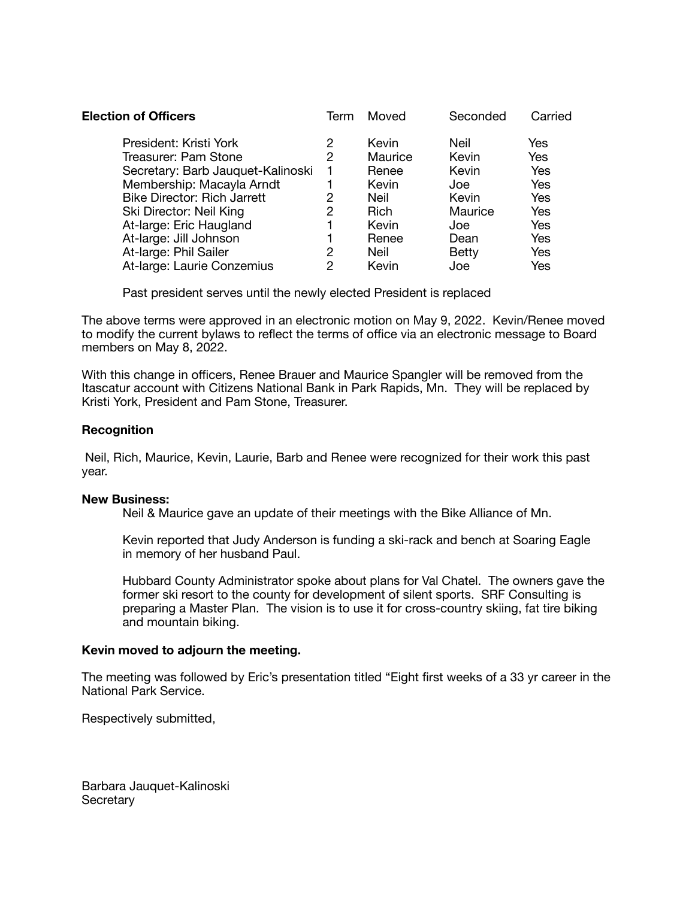| **Election of Officers** | Term | Moved | Seconded | Carried |
|---|---|---|---|---|
| President: Kristi York | 2 | Kevin | Neil | Yes |
| Treasurer: Pam Stone | 2 | Maurice | Kevin | Yes |
| Secretary: Barb Jauquet-Kalinoski | 1 | Renee | Kevin | Yes |
| Membership: Macayla Arndt | 1 | Kevin | Joe | Yes |
| Bike Director: Rich Jarrett | 2 | Neil | Kevin | Yes |
| Ski Director: Neil King | 2 | Rich | Maurice | Yes |
| At-large: Eric Haugland | 1 | Kevin | Joe | Yes |
| At-large: Jill Johnson | 1 | Renee | Dean | Yes |
| At-large: Phil Sailer | 2 | Neil | Betty | Yes |
| At-large: Laurie Conzemius | 2 | Kevin | Joe | Yes |

Past president serves until the newly elected President is replaced

The above terms were approved in an electronic motion on May 9, 2022. Kevin/Renee moved to modify the current bylaws to reflect the terms of office via an electronic message to Board members on May 8, 2022.

With this change in officers, Renee Brauer and Maurice Spangler will be removed from the Itascatur account with Citizens National Bank in Park Rapids, Mn. They will be replaced by Kristi York, President and Pam Stone, Treasurer.

**Recognition**

Neil, Rich, Maurice, Kevin, Laurie, Barb and Renee were recognized for their work this past year.

**New Business:**

Neil & Maurice gave an update of their meetings with the Bike Alliance of Mn.

Kevin reported that Judy Anderson is funding a ski-rack and bench at Soaring Eagle in memory of her husband Paul.

Hubbard County Administrator spoke about plans for Val Chatel. The owners gave the former ski resort to the county for development of silent sports. SRF Consulting is preparing a Master Plan. The vision is to use it for cross-country skiing, fat tire biking and mountain biking.

**Kevin moved to adjourn the meeting.**

The meeting was followed by Eric's presentation titled "Eight first weeks of a 33 yr career in the National Park Service.

Respectively submitted,

Barbara Jauquet-Kalinoski
Secretary